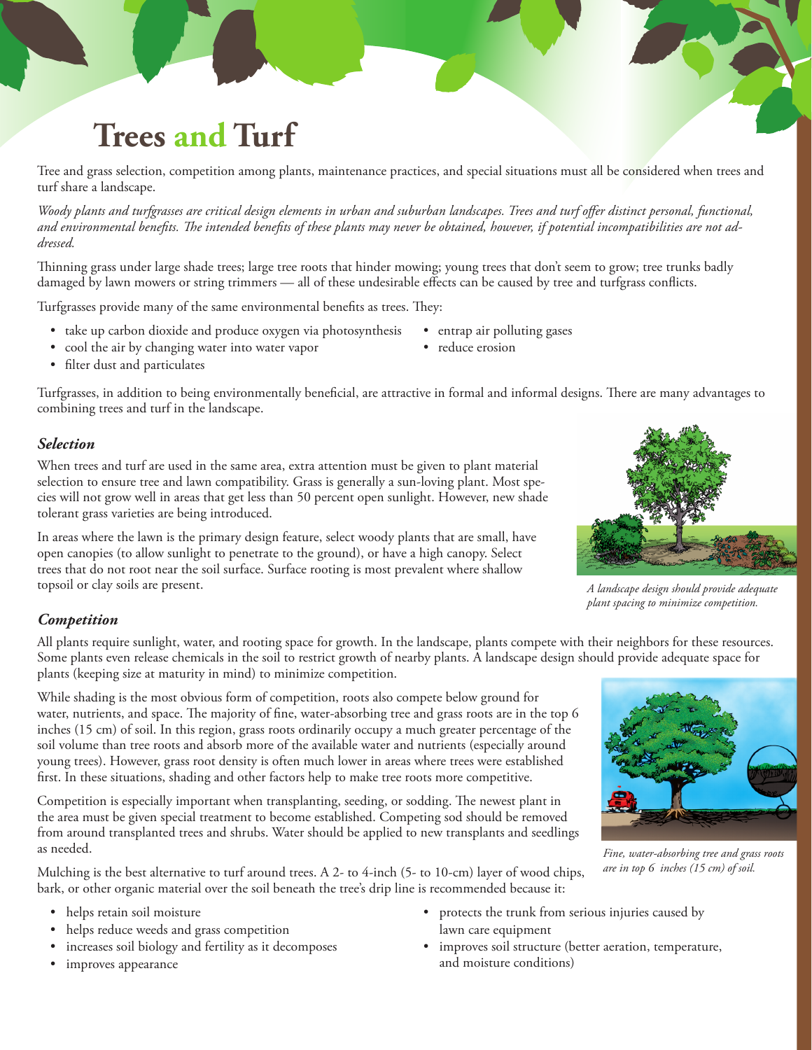# Trees and Turf

Tree and grass selection, competition among plants, maintenance practices, and special situations must all be considered when trees and turf share a landscape.

*Woody plants and turfgrasses are critical design elements in urban and suburban landscapes. Trees and turf offer distinct personal, functional, and environmental benefits. The intended benefits of these plants may never be obtained, however, if potential incompatibilities are not addressed.*

Thinning grass under large shade trees; large tree roots that hinder mowing; young trees that don't seem to grow; tree trunks badly damaged by lawn mowers or string trimmers — all of these undesirable effects can be caused by tree and turfgrass conflicts.

Turfgrasses provide many of the same environmental benefits as trees. They:

- take up carbon dioxide and produce oxygen via photosynthesis
- cool the air by changing water into water vapor
- filter dust and particulates
- entrap air polluting gases
- reduce erosion

Turfgrasses, in addition to being environmentally beneficial, are attractive in formal and informal designs. There are many advantages to combining trees and turf in the landscape.

### *Selection*

When trees and turf are used in the same area, extra attention must be given to plant material selection to ensure tree and lawn compatibility. Grass is generally a sun-loving plant. Most species will not grow well in areas that get less than 50 percent open sunlight. However, new shade tolerant grass varieties are being introduced.

In areas where the lawn is the primary design feature, select woody plants that are small, have open canopies (to allow sunlight to penetrate to the ground), or have a high canopy. Select trees that do not root near the soil surface. Surface rooting is most prevalent where shallow topsoil or clay soils are present.

*A landscape design should provide adequate plant spacing to minimize competition.*

### *Competition*

All plants require sunlight, water, and rooting space for growth. In the landscape, plants compete with their neighbors for these resources. Some plants even release chemicals in the soil to restrict growth of nearby plants. A landscape design should provide adequate space for plants (keeping size at maturity in mind) to minimize competition.

While shading is the most obvious form of competition, roots also compete below ground for water, nutrients, and space. The majority of fine, water-absorbing tree and grass roots are in the top 6 inches (15 cm) of soil. In this region, grass roots ordinarily occupy a much greater percentage of the soil volume than tree roots and absorb more of the available water and nutrients (especially around young trees). However, grass root density is often much lower in areas where trees were established first. In these situations, shading and other factors help to make tree roots more competitive.

Competition is especially important when transplanting, seeding, or sodding. The newest plant in the area must be given special treatment to become established. Competing sod should be removed from around transplanted trees and shrubs. Water should be applied to new transplants and seedlings as needed.

*Fine, water-absorbing tree and grass roots are in top 6 inches (15 cm) of soil.*

Mulching is the best alternative to turf around trees. A 2- to 4-inch (5- to 10-cm) layer of wood chips, bark, or other organic material over the soil beneath the tree's drip line is recommended because it:

- helps retain soil moisture
- helps reduce weeds and grass competition
- increases soil biology and fertility as it decomposes
- improves appearance
- protects the trunk from serious injuries caused by lawn care equipment
- improves soil structure (better aeration, temperature, and moisture conditions)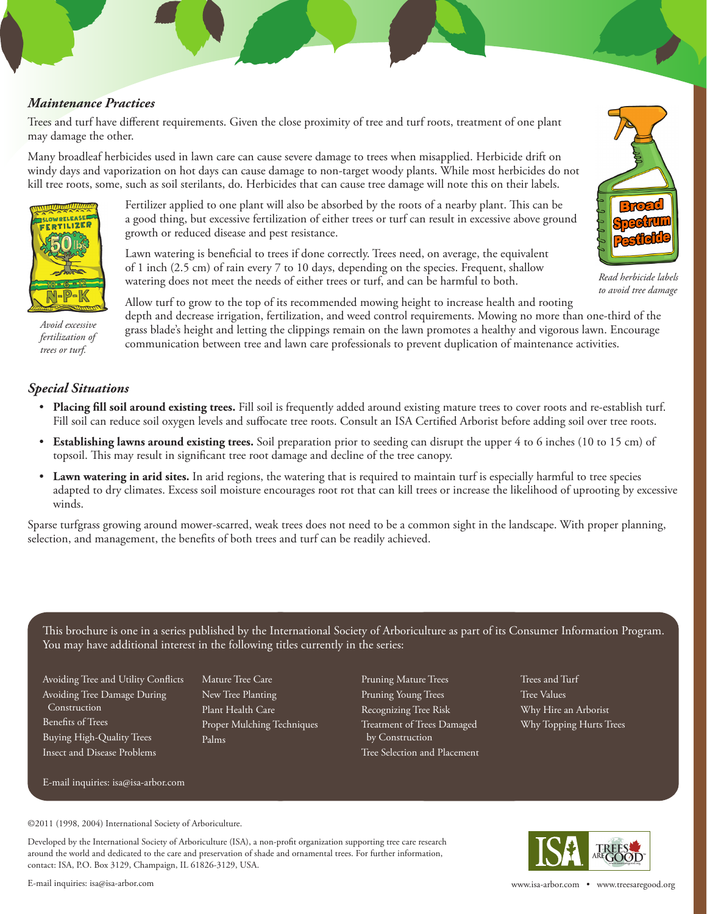### *Maintenance Practices*

Trees and turf have different requirements. Given the close proximity of tree and turf roots, treatment of one plant may damage the other.

Many broadleaf herbicides used in lawn care can cause severe damage to trees when misapplied. Herbicide drift on windy days and vaporization on hot days can cause damage to non-target woody plants. While most herbicides do not kill tree roots, some, such as soil sterilants, do. Herbicides that can cause tree damage will note this on their labels.

*Read herbicide labels to avoid tree damage*

Fertilizer applied to one plant will also be absorbed by the roots of a nearby plant. This can be a good thing, but excessive fertilization of either trees or turf can result in excessive above ground growth or reduced disease and pest resistance.

*Avoid excessive fertilization of trees or turf.*

Lawn watering is beneficial to trees if done correctly. Trees need, on average, the equivalent of 1 inch (2.5 cm) of rain every 7 to 10 days, depending on the species. Frequent, shallow watering does not meet the needs of either trees or turf, and can be harmful to both.

Allow turf to grow to the top of its recommended mowing height to increase health and rooting depth and decrease irrigation, fertilization, and weed control requirements. Mowing no more than one-third of the grass blade's height and letting the clippings remain on the lawn promotes a healthy and vigorous lawn. Encourage communication between tree and lawn care professionals to prevent duplication of maintenance activities.

### *Special Situations*

- **Placing fill soil around existing trees.** Fill soil is frequently added around existing mature trees to cover roots and re-establish turf. Fill soil can reduce soil oxygen levels and suffocate tree roots. Consult an ISA Certified Arborist before adding soil over tree roots.
- **Establishing lawns around existing trees.** Soil preparation prior to seeding can disrupt the upper 4 to 6 inches (10 to 15 cm) of topsoil. This may result in significant tree root damage and decline of the tree canopy.
- **Lawn watering in arid sites.** In arid regions, the watering that is required to maintain turf is especially harmful to tree species adapted to dry climates. Excess soil moisture encourages root rot that can kill trees or increase the likelihood of uprooting by excessive winds.

Sparse turfgrass growing around mower-scarred, weak trees does not need to be a common sight in the landscape. With proper planning, selection, and management, the benefits of both trees and turf can be readily achieved.

This brochure is one in a series published by the International Society of Arboriculture as part of its Consumer Information Program. You may have additional interest in the following titles currently in the series:

- Avoiding Tree and Utility Conflicts
- Avoiding Tree Damage During Construction
- Benefits of Trees
- Buying High-Quality Trees
- Insect and Disease Problems
- Mature Tree Care
- New Tree Planting
- Plant Health Care
- Proper Mulching Techniques
- Palms
- Pruning Mature Trees
- Pruning Young Trees
- Recognizing Tree Risk
- Treatment of Trees Damaged by Construction
- Tree Selection and Placement
- Trees and Turf
- Tree Values
- Why Hire an Arborist
- Why Topping Hurts Trees

E-mail inquiries: isa@isa-arbor.com

©2011 (1998, 2004) International Society of Arboriculture.

Developed by the International Society of Arboriculture (ISA), a non-profit organization supporting tree care research around the world and dedicated to the care and preservation of shade and ornamental trees. For further information, contact: ISA, P.O. Box 3129, Champaign, IL 61826-3129, USA.

E-mail inquiries: isa@isa-arbor.com

www.isa-arbor.com • www.treesaregood.org